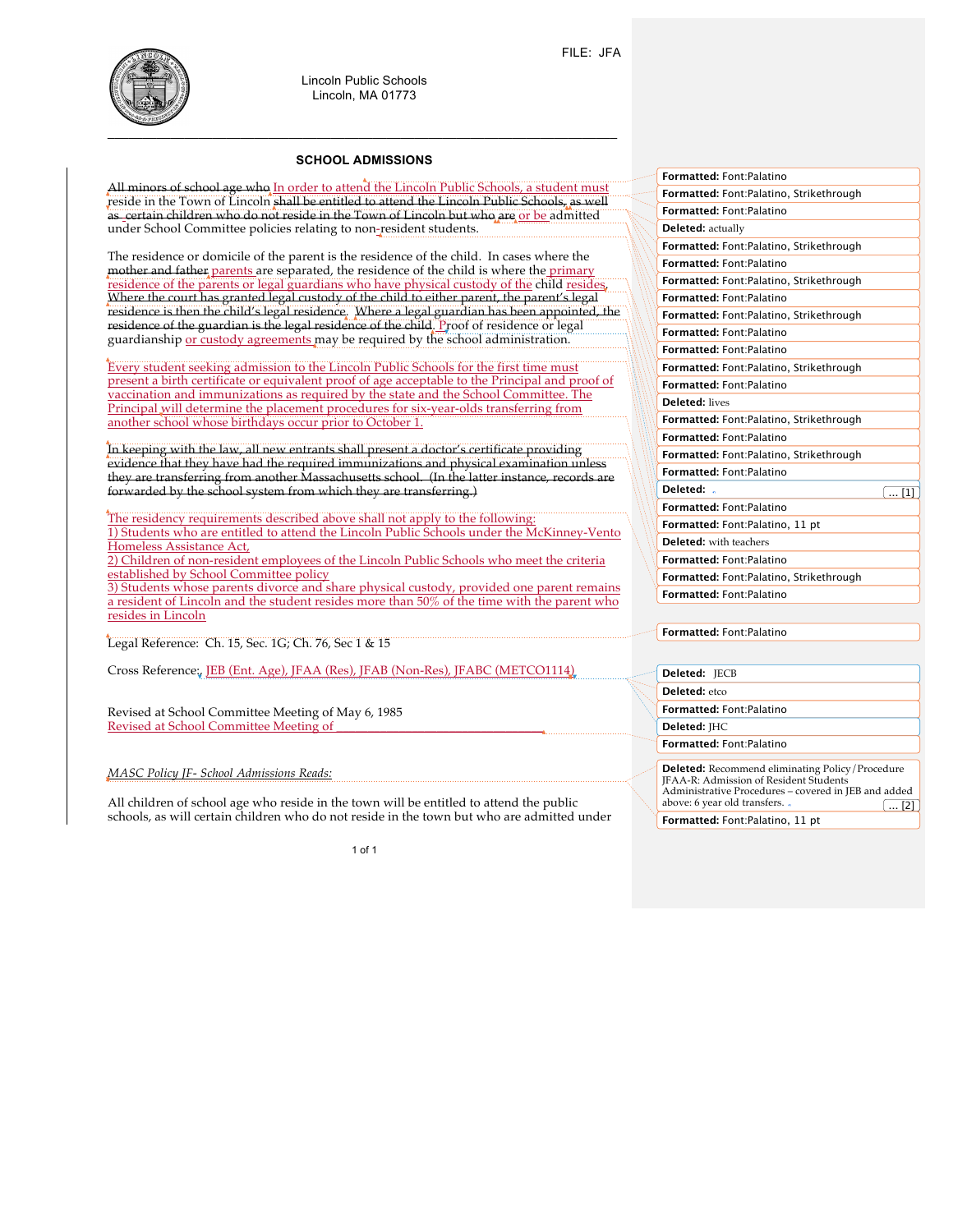FILE: JFA

Lincoln Public Schools
Lincoln, MA 01773

## SCHOOL ADMISSIONS

~~All minors of school age who~~ In order to attend the Lincoln Public Schools, a student must reside in the Town of Lincoln ~~shall be entitled to attend the Lincoln Public Schools, as well as certain children who do not reside in the Town of Lincoln but who are~~ or be admitted under School Committee policies relating to non-resident students.

The residence or domicile of the parent is the residence of the child. In cases where the ~~mother and father~~ parents are separated, the residence of the child is where the primary residence of the parents or legal guardians who have physical custody of the child resides. ~~Where the court has granted legal custody of the child to either parent, the parent's legal residence is then the child's legal residence. Where a legal guardian has been appointed, the residence of the guardian is the legal residence of the child.~~ Proof of residence or legal guardianship or custody agreements may be required by the school administration.

Every student seeking admission to the Lincoln Public Schools for the first time must present a birth certificate or equivalent proof of age acceptable to the Principal and proof of vaccination and immunizations as required by the state and the School Committee. The Principal will determine the placement procedures for six-year-olds transferring from another school whose birthdays occur prior to October 1.

~~In keeping with the law, all new entrants shall present a doctor's certificate providing evidence that they have had the required immunizations and physical examination unless they are transferring from another Massachusetts school. (In the latter instance, records are forwarded by the school system from which they are transferring.)~~

The residency requirements described above shall not apply to the following:
1) Students who are entitled to attend the Lincoln Public Schools under the McKinney-Vento Homeless Assistance Act,
2) Children of non-resident employees of the Lincoln Public Schools who meet the criteria established by School Committee policy
3) Students whose parents divorce and share physical custody, provided one parent remains a resident of Lincoln and the student resides more than 50% of the time with the parent who resides in Lincoln

Legal Reference: Ch. 15, Sec. 1G; Ch. 76, Sec 1 & 15

Cross Reference: JEB (Ent. Age), JFAA (Res), JFAB (Non-Res), JFABC (METCO1114)

Revised at School Committee Meeting of May 6, 1985
Revised at School Committee Meeting of ______________________________

*MASC Policy JF- School Admissions Reads:*

All children of school age who reside in the town will be entitled to attend the public schools, as will certain children who do not reside in the town but who are admitted under

Formatted: Font:Palatino
Formatted: Font:Palatino, Strikethrough
Formatted: Font:Palatino
Deleted: actually
Formatted: Font:Palatino, Strikethrough
Formatted: Font:Palatino
Formatted: Font:Palatino, Strikethrough
Formatted: Font:Palatino
Formatted: Font:Palatino, Strikethrough
Formatted: Font:Palatino
Formatted: Font:Palatino
Formatted: Font:Palatino, Strikethrough
Formatted: Font:Palatino
Deleted: lives
Formatted: Font:Palatino, Strikethrough
Formatted: Font:Palatino
Formatted: Font:Palatino, Strikethrough
Formatted: Font:Palatino
Deleted: ... [1]
Formatted: Font:Palatino
Formatted: Font:Palatino, 11 pt
Deleted: with teachers
Formatted: Font:Palatino
Formatted: Font:Palatino, Strikethrough
Formatted: Font:Palatino
Formatted: Font:Palatino
Deleted: JECB
Deleted: etco
Formatted: Font:Palatino
Deleted: JHC
Formatted: Font:Palatino
Deleted: Recommend eliminating Policy/Procedure JFAA-R: Admission of Resident Students Administrative Procedures – covered in JEB and added above: 6 year old transfers. ... [2]
Formatted: Font:Palatino, 11 pt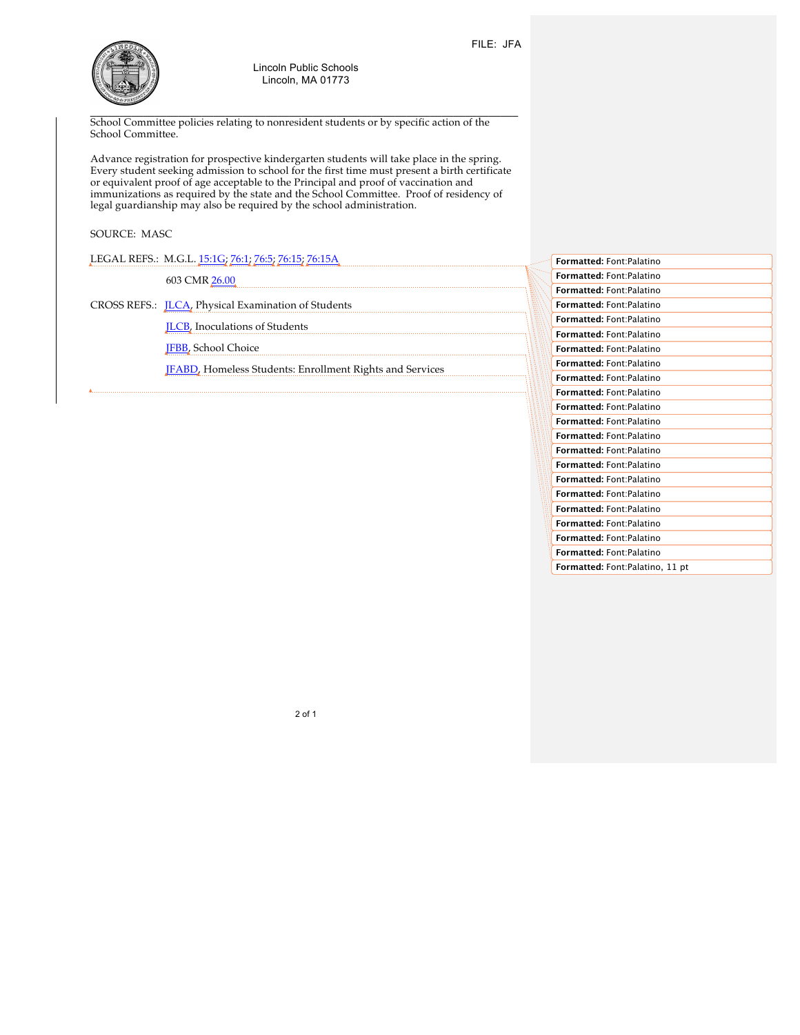School Committee policies relating to nonresident students or by specific action of the School Committee.

Advance registration for prospective kindergarten students will take place in the spring. Every student seeking admission to school for the first time must present a birth certificate or equivalent proof of age acceptable to the Principal and proof of vaccination and immunizations as required by the state and the School Committee. Proof of residency of legal guardianship may also be required by the school administration.

SOURCE: MASC

LEGAL REFS.: M.G.L. 15:1G; 76:1; 76:5; 76:15; 76:15A

603 CMR 26.00

CROSS REFS.: JLCA, Physical Examination of Students

JLCB, Inoculations of Students

JFBB, School Choice

JFABD, Homeless Students: Enrollment Rights and Services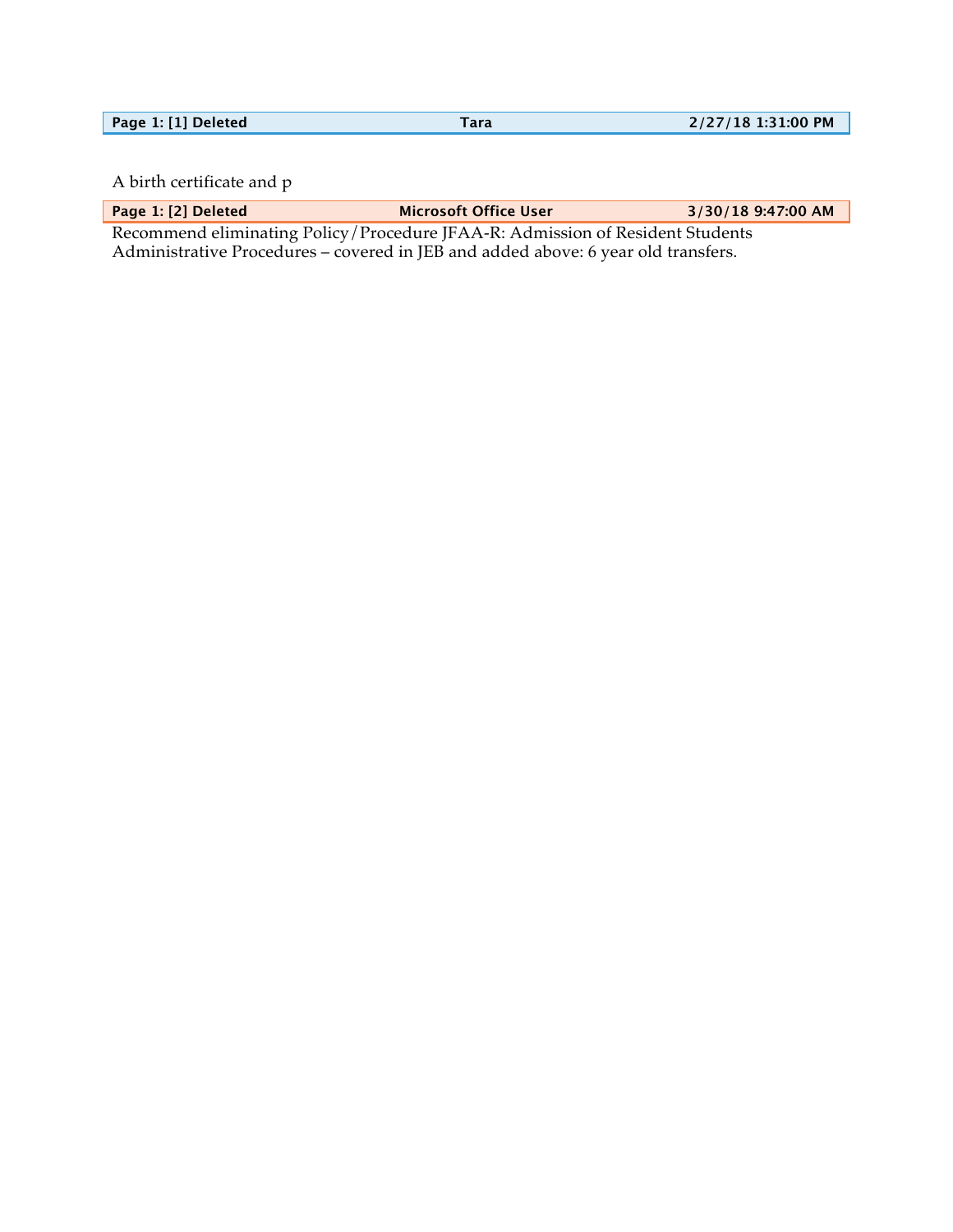| Page 1: [1] Deleted | Tara | 2/27/18 1:31:00 PM |
|---|---|---|

A birth certificate and p

| Page 1: [2] Deleted | Microsoft Office User | 3/30/18 9:47:00 AM |
|---|---|---|

Recommend eliminating Policy/Procedure JFAA-R: Admission of Resident Students Administrative Procedures – covered in JEB and added above: 6 year old transfers.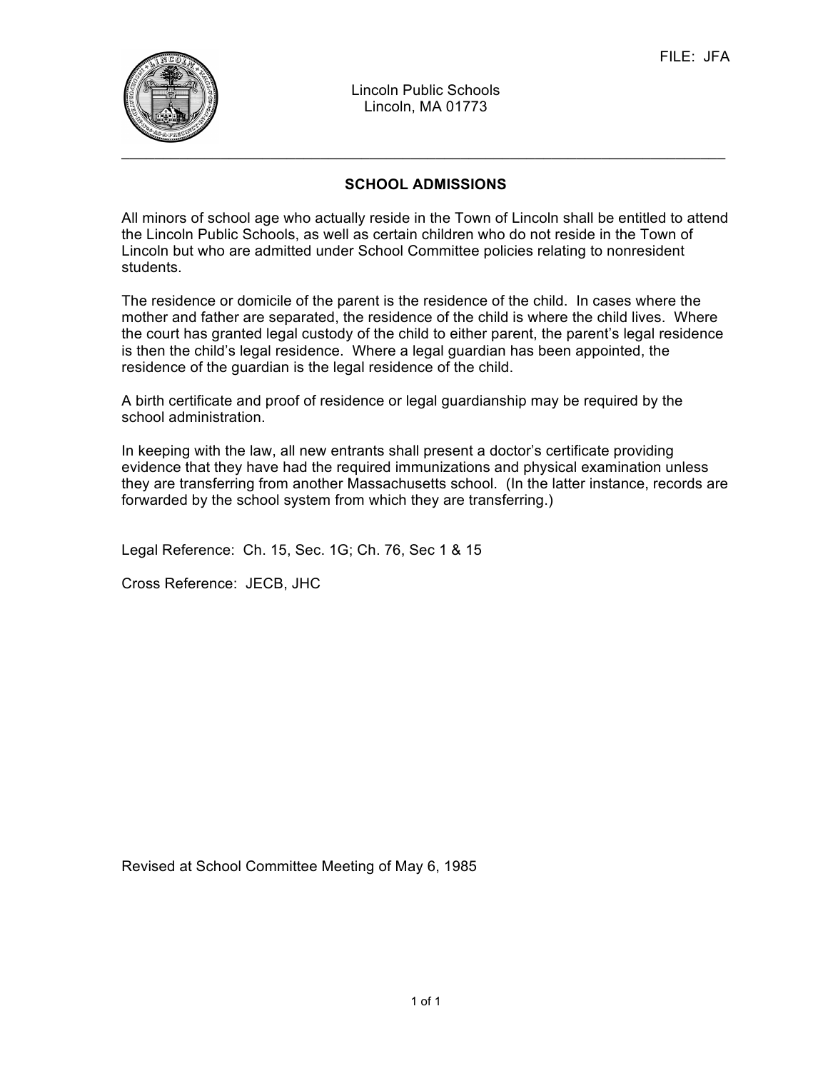FILE: JFA

Lincoln Public Schools
Lincoln, MA 01773

## SCHOOL ADMISSIONS

All minors of school age who actually reside in the Town of Lincoln shall be entitled to attend the Lincoln Public Schools, as well as certain children who do not reside in the Town of Lincoln but who are admitted under School Committee policies relating to nonresident students.

The residence or domicile of the parent is the residence of the child. In cases where the mother and father are separated, the residence of the child is where the child lives. Where the court has granted legal custody of the child to either parent, the parent's legal residence is then the child's legal residence. Where a legal guardian has been appointed, the residence of the guardian is the legal residence of the child.

A birth certificate and proof of residence or legal guardianship may be required by the school administration.

In keeping with the law, all new entrants shall present a doctor's certificate providing evidence that they have had the required immunizations and physical examination unless they are transferring from another Massachusetts school. (In the latter instance, records are forwarded by the school system from which they are transferring.)

Legal Reference: Ch. 15, Sec. 1G; Ch. 76, Sec 1 & 15

Cross Reference: JECB, JHC

Revised at School Committee Meeting of May 6, 1985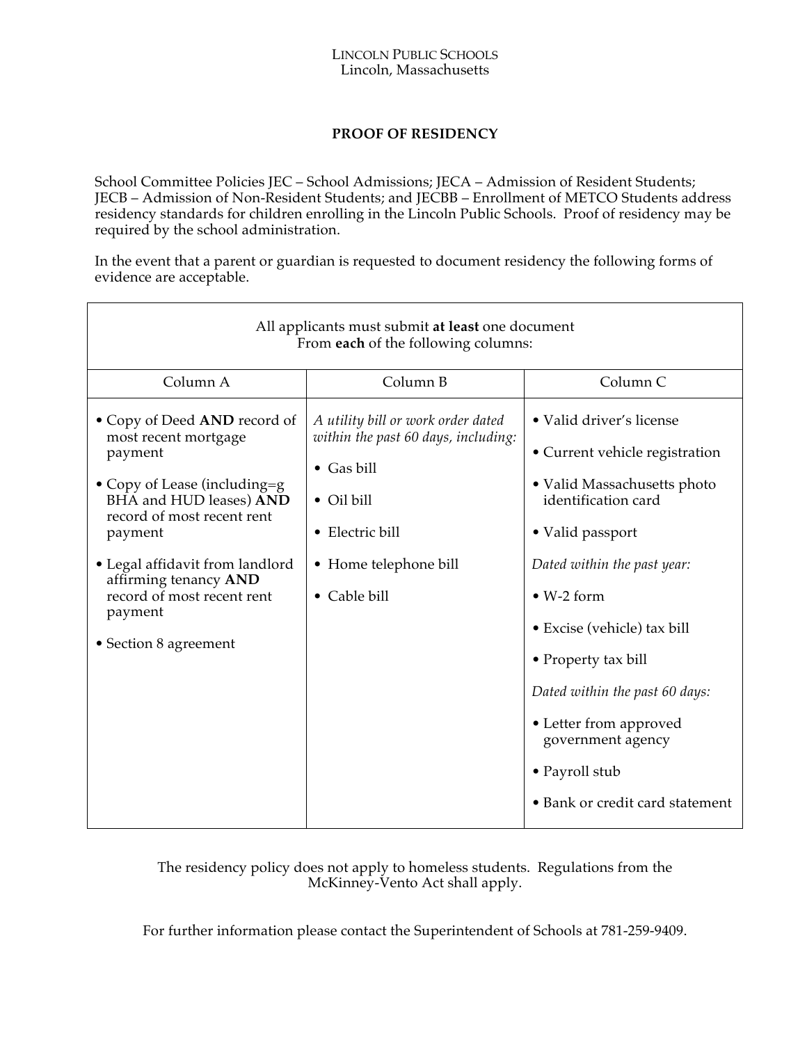LINCOLN PUBLIC SCHOOLS
Lincoln, Massachusetts

## PROOF OF RESIDENCY

School Committee Policies JEC – School Admissions; JECA – Admission of Resident Students; JECB – Admission of Non-Resident Students; and JECBB – Enrollment of METCO Students address residency standards for children enrolling in the Lincoln Public Schools. Proof of residency may be required by the school administration.

In the event that a parent or guardian is requested to document residency the following forms of evidence are acceptable.

All applicants must submit **at least** one document From **each** of the following columns:

| Column A | Column B | Column C |
|---|---|---|
| • Copy of Deed **AND** record of most recent mortgage payment<br>• Copy of Lease (including=g BHA and HUD leases) **AND** record of most recent rent payment<br>• Legal affidavit from landlord affirming tenancy **AND** record of most recent rent payment<br>• Section 8 agreement | *A utility bill or work order dated within the past 60 days, including:*<br>• Gas bill<br>• Oil bill<br>• Electric bill<br>• Home telephone bill<br>• Cable bill | • Valid driver's license<br>• Current vehicle registration<br>• Valid Massachusetts photo identification card<br>• Valid passport<br>*Dated within the past year:*<br>• W-2 form<br>• Excise (vehicle) tax bill<br>• Property tax bill<br>*Dated within the past 60 days:*<br>• Letter from approved government agency<br>• Payroll stub<br>• Bank or credit card statement |

The residency policy does not apply to homeless students. Regulations from the McKinney-Vento Act shall apply.

For further information please contact the Superintendent of Schools at 781-259-9409.